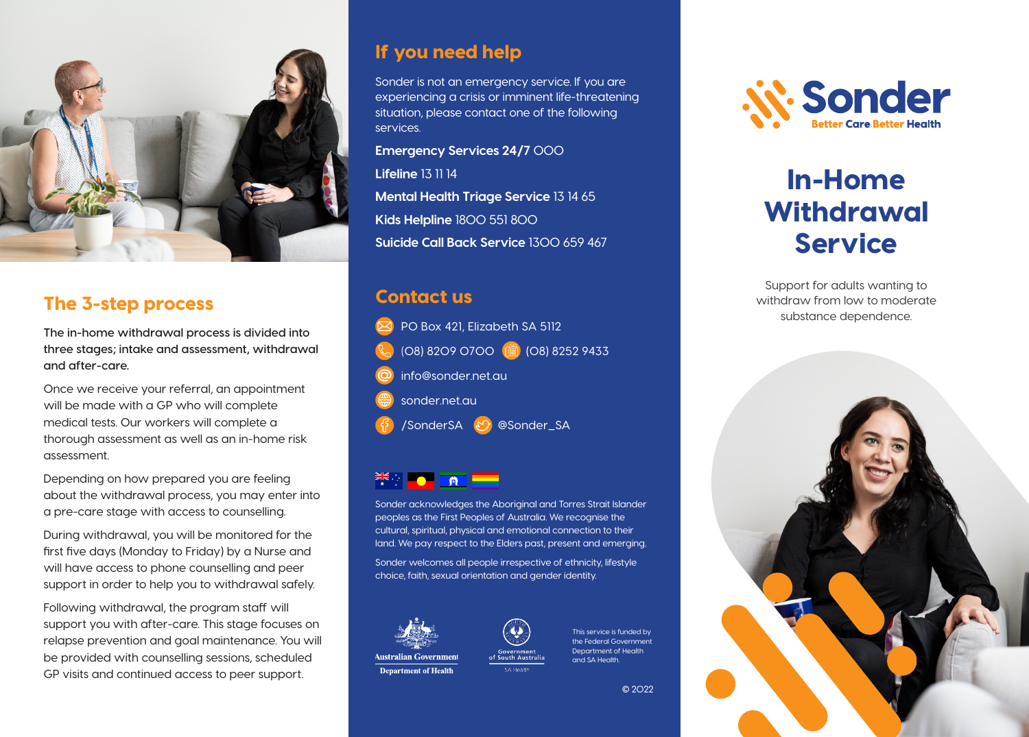## The 3-step process

**The in-home withdrawal process is divided into three stages; intake and assessment, withdrawal and after-care.**

Once we receive your referral, an appointment will be made with a GP who will complete medical tests. Our workers will complete a thorough assessment as well as an in-home risk assessment.

Depending on how prepared you are feeling about the withdrawal process, you may enter into a pre-care stage with access to counselling.

During withdrawal, you will be monitored for the first five days (Monday to Friday) by a Nurse and will have access to phone counselling and peer support in order to help you to withdrawal safely.

Following withdrawal, the program staff will support you with after-care. This stage focuses on relapse prevention and goal maintenance. You will be provided with counselling sessions, scheduled GP visits and continued access to peer support.

## If you need help

Sonder is not an emergency service. If you are experiencing a crisis or imminent life-threatening situation, please contact one of the following services.

**Emergency Services 24/7** 000

**Lifeline** 13 11 14

**Mental Health Triage Service** 13 14 65

**Kids Helpline** 1800 551 800

**Suicide Call Back Service** 1300 659 467

## Contact us

PO Box 421, Elizabeth SA 5112

(08) 8209 0700 (08) 8252 9433

info@sonder.net.au

sonder.net.au

/SonderSA @Sonder_SA

Sonder acknowledges the Aboriginal and Torres Strait Islander peoples as the First Peoples of Australia. We recognise the cultural, spiritual, physical and emotional connection to their land. We pay respect to the Elders past, present and emerging.

Sonder welcomes all people irrespective of ethnicity, lifestyle choice, faith, sexual orientation and gender identity.

Australian Government Department of Health

Government of South Australia SA Health

This service is funded by the Federal Government Department of Health and SA Health.

© 2022

Sonder
Better Care Better Health

# In-Home Withdrawal Service

Support for adults wanting to withdraw from low to moderate substance dependence.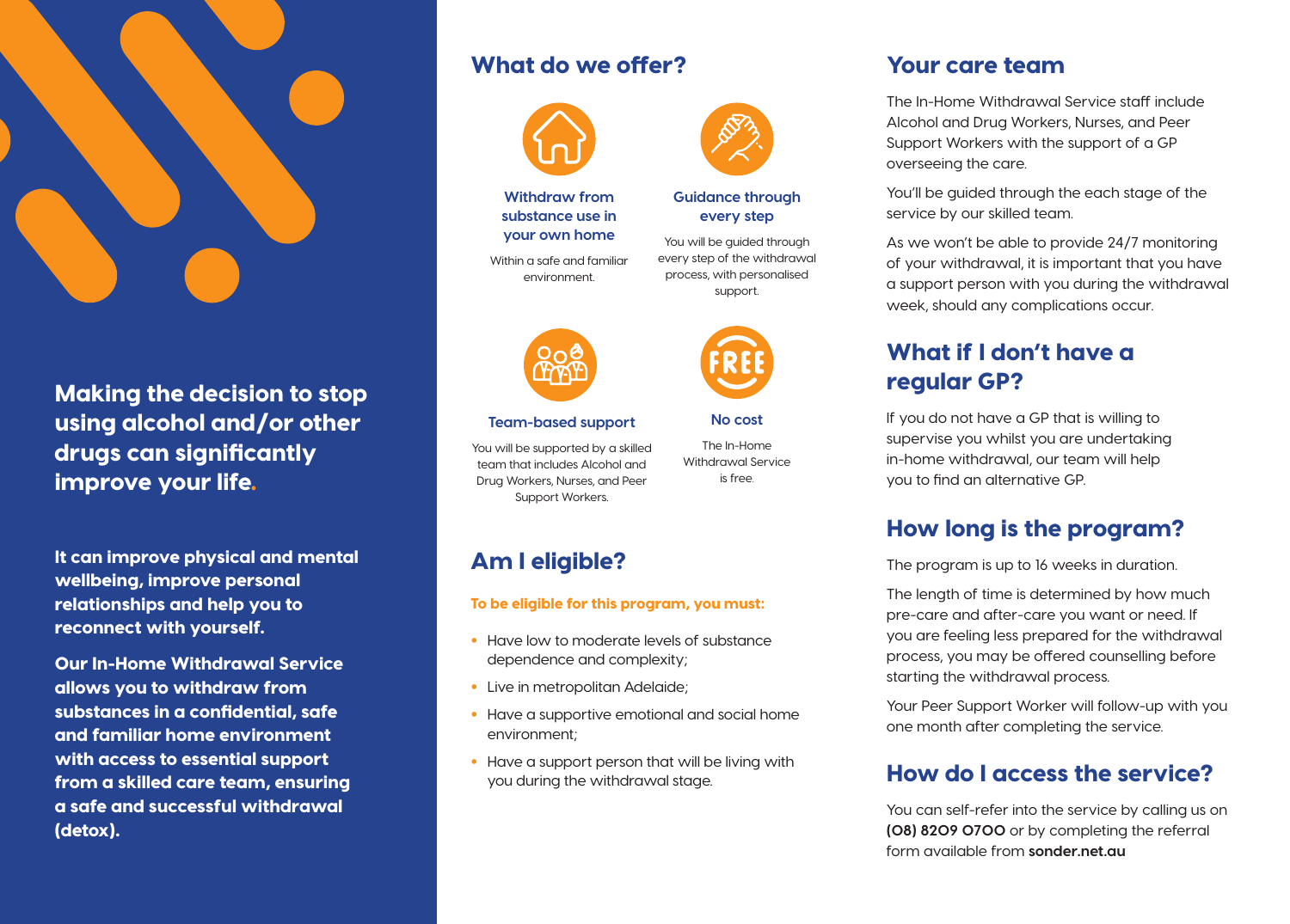**Making the decision to stop using alcohol and/or other drugs can significantly improve your life.**

**It can improve physical and mental wellbeing, improve personal relationships and help you to reconnect with yourself.**

**Our In-Home Withdrawal Service allows you to withdraw from substances in a confidential, safe and familiar home environment with access to essential support from a skilled care team, ensuring a safe and successful withdrawal (detox).**

## What do we offer?

### Withdraw from substance use in your own home

Within a safe and familiar environment.

### Guidance through every step

You will be guided through every step of the withdrawal process, with personalised support.

### Team-based support

You will be supported by a skilled team that includes Alcohol and Drug Workers, Nurses, and Peer Support Workers.

### No cost

The In-Home Withdrawal Service is free.

## Am I eligible?

**To be eligible for this program, you must:**

- Have low to moderate levels of substance dependence and complexity;
- Live in metropolitan Adelaide;
- Have a supportive emotional and social home environment;
- Have a support person that will be living with you during the withdrawal stage.

## Your care team

The In-Home Withdrawal Service staff include Alcohol and Drug Workers, Nurses, and Peer Support Workers with the support of a GP overseeing the care.

You'll be guided through the each stage of the service by our skilled team.

As we won't be able to provide 24/7 monitoring of your withdrawal, it is important that you have a support person with you during the withdrawal week, should any complications occur.

## What if I don't have a regular GP?

If you do not have a GP that is willing to supervise you whilst you are undertaking in-home withdrawal, our team will help you to find an alternative GP.

## How long is the program?

The program is up to 16 weeks in duration.

The length of time is determined by how much pre-care and after-care you want or need. If you are feeling less prepared for the withdrawal process, you may be offered counselling before starting the withdrawal process.

Your Peer Support Worker will follow-up with you one month after completing the service.

## How do I access the service?

You can self-refer into the service by calling us on **(08) 8209 0700** or by completing the referral form available from **sonder.net.au**